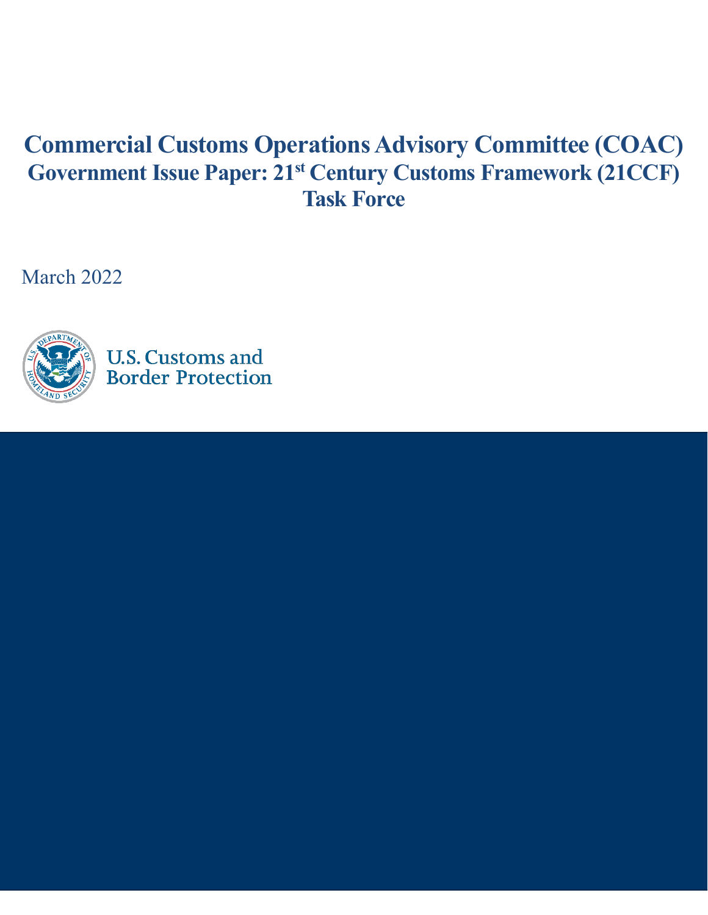# Commercial Customs Operations Advisory Committee (COAC)
## Government Issue Paper: 21st Century Customs Framework (21CCF) Task Force

March 2022

U.S. Customs and Border Protection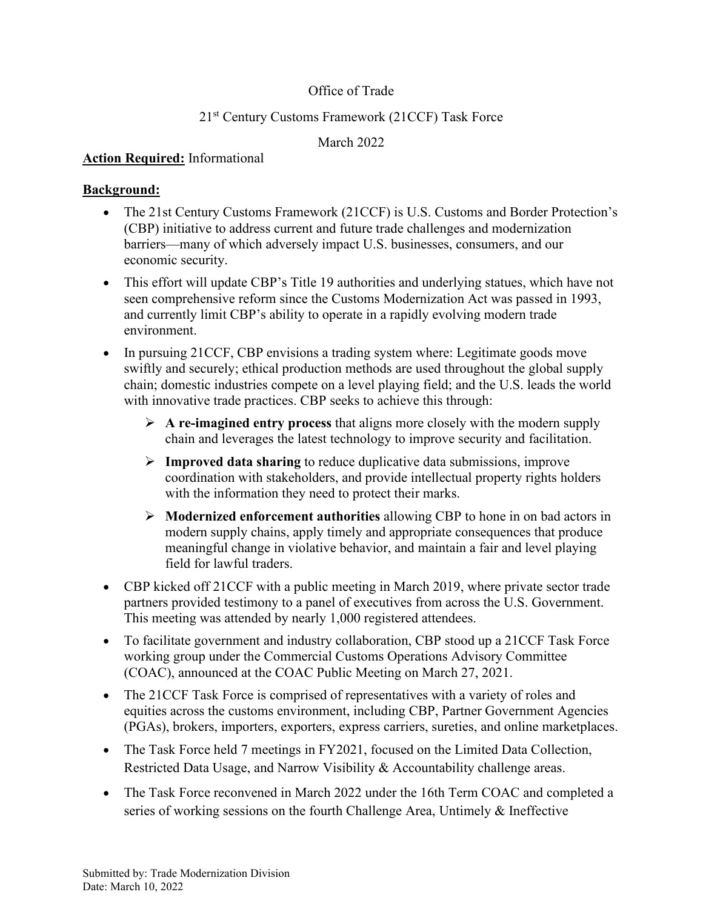Office of Trade

21st Century Customs Framework (21CCF) Task Force

March 2022

**Action Required:** Informational

**Background:**

- The 21st Century Customs Framework (21CCF) is U.S. Customs and Border Protection's (CBP) initiative to address current and future trade challenges and modernization barriers—many of which adversely impact U.S. businesses, consumers, and our economic security.
- This effort will update CBP's Title 19 authorities and underlying statues, which have not seen comprehensive reform since the Customs Modernization Act was passed in 1993, and currently limit CBP's ability to operate in a rapidly evolving modern trade environment.
- In pursuing 21CCF, CBP envisions a trading system where: Legitimate goods move swiftly and securely; ethical production methods are used throughout the global supply chain; domestic industries compete on a level playing field; and the U.S. leads the world with innovative trade practices. CBP seeks to achieve this through:
  - **A re-imagined entry process** that aligns more closely with the modern supply chain and leverages the latest technology to improve security and facilitation.
  - **Improved data sharing** to reduce duplicative data submissions, improve coordination with stakeholders, and provide intellectual property rights holders with the information they need to protect their marks.
  - **Modernized enforcement authorities** allowing CBP to hone in on bad actors in modern supply chains, apply timely and appropriate consequences that produce meaningful change in violative behavior, and maintain a fair and level playing field for lawful traders.
- CBP kicked off 21CCF with a public meeting in March 2019, where private sector trade partners provided testimony to a panel of executives from across the U.S. Government. This meeting was attended by nearly 1,000 registered attendees.
- To facilitate government and industry collaboration, CBP stood up a 21CCF Task Force working group under the Commercial Customs Operations Advisory Committee (COAC), announced at the COAC Public Meeting on March 27, 2021.
- The 21CCF Task Force is comprised of representatives with a variety of roles and equities across the customs environment, including CBP, Partner Government Agencies (PGAs), brokers, importers, exporters, express carriers, sureties, and online marketplaces.
- The Task Force held 7 meetings in FY2021, focused on the Limited Data Collection, Restricted Data Usage, and Narrow Visibility & Accountability challenge areas.
- The Task Force reconvened in March 2022 under the 16th Term COAC and completed a series of working sessions on the fourth Challenge Area, Untimely & Ineffective

Submitted by: Trade Modernization Division
Date: March 10, 2022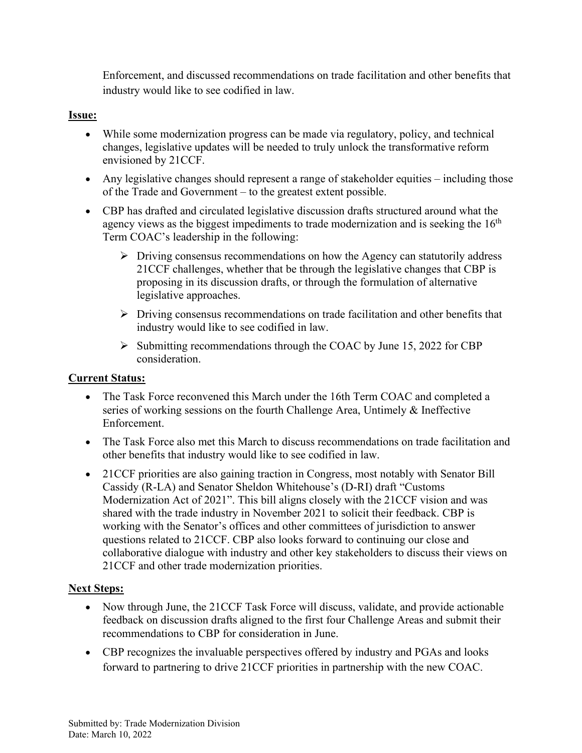Enforcement, and discussed recommendations on trade facilitation and other benefits that industry would like to see codified in law.

**Issue:**

- While some modernization progress can be made via regulatory, policy, and technical changes, legislative updates will be needed to truly unlock the transformative reform envisioned by 21CCF.
- Any legislative changes should represent a range of stakeholder equities – including those of the Trade and Government – to the greatest extent possible.
- CBP has drafted and circulated legislative discussion drafts structured around what the agency views as the biggest impediments to trade modernization and is seeking the 16th Term COAC's leadership in the following:
    - Driving consensus recommendations on how the Agency can statutorily address 21CCF challenges, whether that be through the legislative changes that CBP is proposing in its discussion drafts, or through the formulation of alternative legislative approaches.
    - Driving consensus recommendations on trade facilitation and other benefits that industry would like to see codified in law.
    - Submitting recommendations through the COAC by June 15, 2022 for CBP consideration.

**Current Status:**

- The Task Force reconvened this March under the 16th Term COAC and completed a series of working sessions on the fourth Challenge Area, Untimely & Ineffective Enforcement.
- The Task Force also met this March to discuss recommendations on trade facilitation and other benefits that industry would like to see codified in law.
- 21CCF priorities are also gaining traction in Congress, most notably with Senator Bill Cassidy (R-LA) and Senator Sheldon Whitehouse's (D-RI) draft "Customs Modernization Act of 2021". This bill aligns closely with the 21CCF vision and was shared with the trade industry in November 2021 to solicit their feedback. CBP is working with the Senator's offices and other committees of jurisdiction to answer questions related to 21CCF. CBP also looks forward to continuing our close and collaborative dialogue with industry and other key stakeholders to discuss their views on 21CCF and other trade modernization priorities.

**Next Steps:**

- Now through June, the 21CCF Task Force will discuss, validate, and provide actionable feedback on discussion drafts aligned to the first four Challenge Areas and submit their recommendations to CBP for consideration in June.
- CBP recognizes the invaluable perspectives offered by industry and PGAs and looks forward to partnering to drive 21CCF priorities in partnership with the new COAC.

Submitted by: Trade Modernization Division
Date: March 10, 2022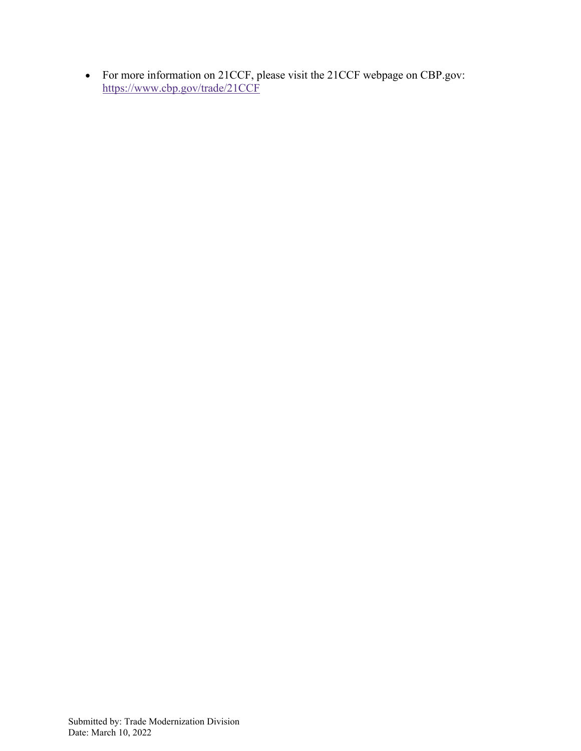- For more information on 21CCF, please visit the 21CCF webpage on CBP.gov: https://www.cbp.gov/trade/21CCF

Submitted by: Trade Modernization Division
Date: March 10, 2022